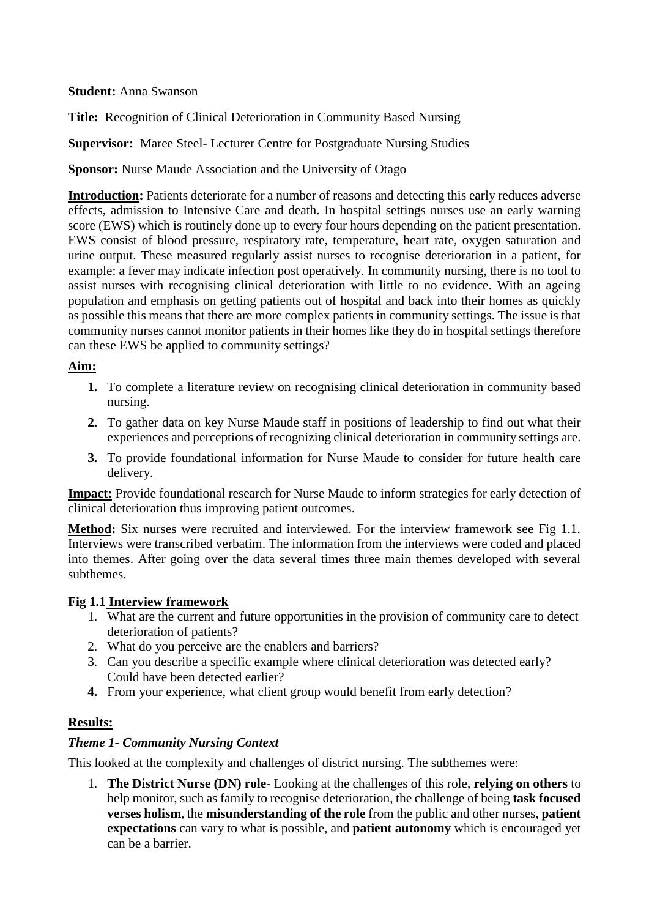**Student:** Anna Swanson

**Title:** Recognition of Clinical Deterioration in Community Based Nursing

**Supervisor:** Maree Steel- Lecturer Centre for Postgraduate Nursing Studies

**Sponsor:** Nurse Maude Association and the University of Otago

**Introduction:** Patients deteriorate for a number of reasons and detecting this early reduces adverse effects, admission to Intensive Care and death. In hospital settings nurses use an early warning score (EWS) which is routinely done up to every four hours depending on the patient presentation. EWS consist of blood pressure, respiratory rate, temperature, heart rate, oxygen saturation and urine output. These measured regularly assist nurses to recognise deterioration in a patient, for example: a fever may indicate infection post operatively. In community nursing, there is no tool to assist nurses with recognising clinical deterioration with little to no evidence. With an ageing population and emphasis on getting patients out of hospital and back into their homes as quickly as possible this means that there are more complex patients in community settings. The issue is that community nurses cannot monitor patients in their homes like they do in hospital settings therefore can these EWS be applied to community settings?

**Aim:**

1. To complete a literature review on recognising clinical deterioration in community based nursing.
2. To gather data on key Nurse Maude staff in positions of leadership to find out what their experiences and perceptions of recognizing clinical deterioration in community settings are.
3. To provide foundational information for Nurse Maude to consider for future health care delivery.

**Impact:** Provide foundational research for Nurse Maude to inform strategies for early detection of clinical deterioration thus improving patient outcomes.

**Method:** Six nurses were recruited and interviewed. For the interview framework see Fig 1.1. Interviews were transcribed verbatim. The information from the interviews were coded and placed into themes. After going over the data several times three main themes developed with several subthemes.

**Fig 1.1 Interview framework**

1. What are the current and future opportunities in the provision of community care to detect deterioration of patients?
2. What do you perceive are the enablers and barriers?
3. Can you describe a specific example where clinical deterioration was detected early? Could have been detected earlier?
4. From your experience, what client group would benefit from early detection?

**Results:**

***Theme 1- Community Nursing Context***

This looked at the complexity and challenges of district nursing. The subthemes were:

1. **The District Nurse (DN) role**- Looking at the challenges of this role, **relying on others** to help monitor, such as family to recognise deterioration, the challenge of being **task focused verses holism**, the **misunderstanding of the role** from the public and other nurses, **patient expectations** can vary to what is possible, and **patient autonomy** which is encouraged yet can be a barrier.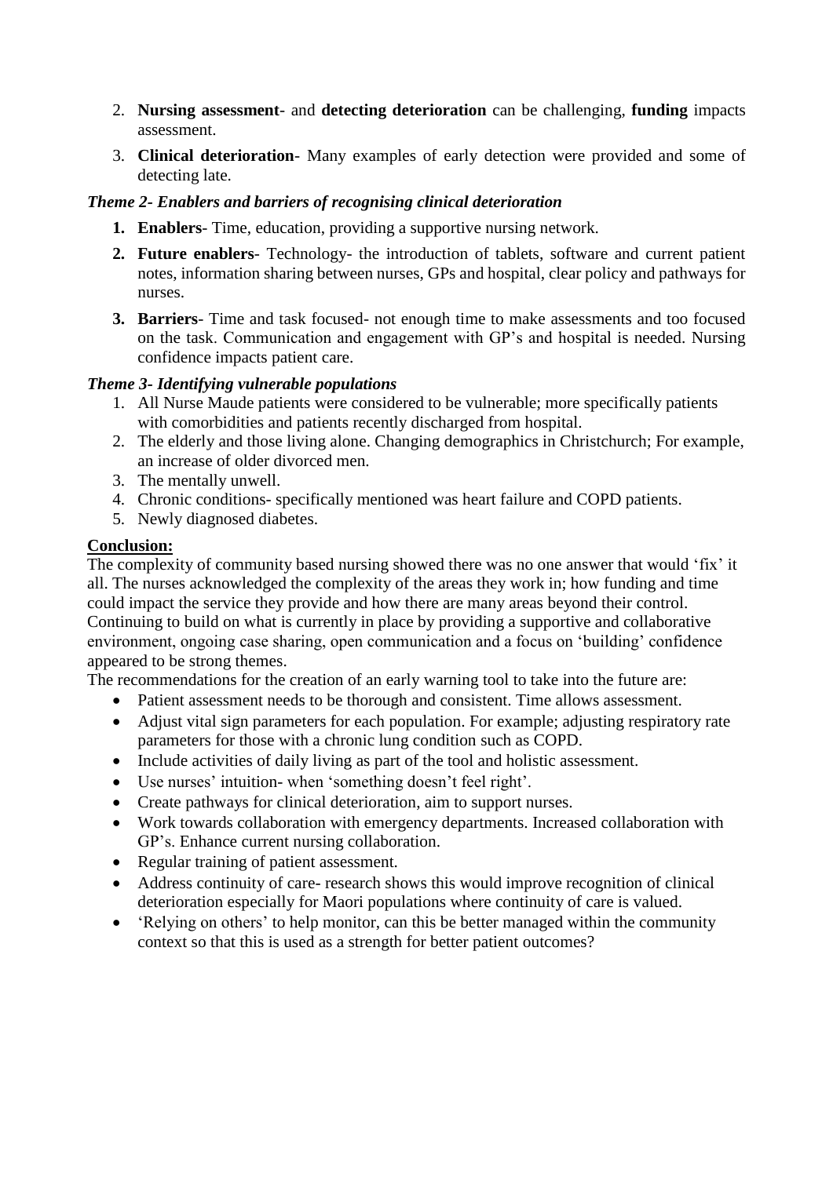2. **Nursing assessment**- and **detecting deterioration** can be challenging, **funding** impacts assessment.
3. **Clinical deterioration**- Many examples of early detection were provided and some of detecting late.

***Theme 2- Enablers and barriers of recognising clinical deterioration***

1. **Enablers**- Time, education, providing a supportive nursing network.
2. **Future enablers**- Technology- the introduction of tablets, software and current patient notes, information sharing between nurses, GPs and hospital, clear policy and pathways for nurses.
3. **Barriers**- Time and task focused- not enough time to make assessments and too focused on the task. Communication and engagement with GP's and hospital is needed. Nursing confidence impacts patient care.

***Theme 3- Identifying vulnerable populations***

1. All Nurse Maude patients were considered to be vulnerable; more specifically patients with comorbidities and patients recently discharged from hospital.
2. The elderly and those living alone. Changing demographics in Christchurch; For example, an increase of older divorced men.
3. The mentally unwell.
4. Chronic conditions- specifically mentioned was heart failure and COPD patients.
5. Newly diagnosed diabetes.

<u>**Conclusion:**</u>

The complexity of community based nursing showed there was no one answer that would 'fix' it all. The nurses acknowledged the complexity of the areas they work in; how funding and time could impact the service they provide and how there are many areas beyond their control. Continuing to build on what is currently in place by providing a supportive and collaborative environment, ongoing case sharing, open communication and a focus on 'building' confidence appeared to be strong themes.

The recommendations for the creation of an early warning tool to take into the future are:

- Patient assessment needs to be thorough and consistent. Time allows assessment.
- Adjust vital sign parameters for each population. For example; adjusting respiratory rate parameters for those with a chronic lung condition such as COPD.
- Include activities of daily living as part of the tool and holistic assessment.
- Use nurses' intuition- when 'something doesn't feel right'.
- Create pathways for clinical deterioration, aim to support nurses.
- Work towards collaboration with emergency departments. Increased collaboration with GP's. Enhance current nursing collaboration.
- Regular training of patient assessment.
- Address continuity of care- research shows this would improve recognition of clinical deterioration especially for Maori populations where continuity of care is valued.
- 'Relying on others' to help monitor, can this be better managed within the community context so that this is used as a strength for better patient outcomes?